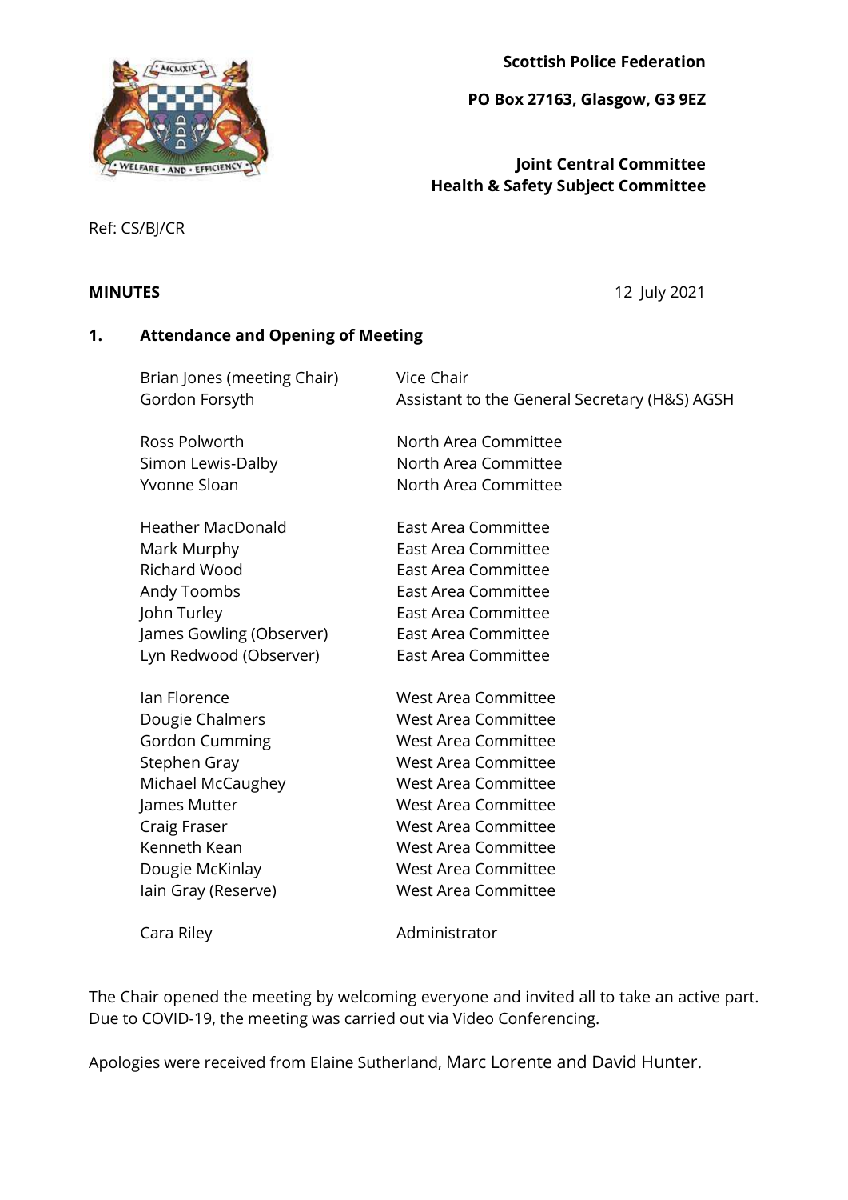**Scottish Police Federation**

**PO Box 27163, Glasgow, G3 9EZ**

**Joint Central Committee**
**Health & Safety Subject Committee**

Ref: CS/BJ/CR

**MINUTES** 12 July 2021

## 1. Attendance and Opening of Meeting

| | |
|---|---|
| Brian Jones (meeting Chair) | Vice Chair |
| Gordon Forsyth | Assistant to the General Secretary (H&S) AGSH |
| | |
| Ross Polworth | North Area Committee |
| Simon Lewis-Dalby | North Area Committee |
| Yvonne Sloan | North Area Committee |
| | |
| Heather MacDonald | East Area Committee |
| Mark Murphy | East Area Committee |
| Richard Wood | East Area Committee |
| Andy Toombs | East Area Committee |
| John Turley | East Area Committee |
| James Gowling (Observer) | East Area Committee |
| Lyn Redwood (Observer) | East Area Committee |
| | |
| Ian Florence | West Area Committee |
| Dougie Chalmers | West Area Committee |
| Gordon Cumming | West Area Committee |
| Stephen Gray | West Area Committee |
| Michael McCaughey | West Area Committee |
| James Mutter | West Area Committee |
| Craig Fraser | West Area Committee |
| Kenneth Kean | West Area Committee |
| Dougie McKinlay | West Area Committee |
| Iain Gray (Reserve) | West Area Committee |
| | |
| Cara Riley | Administrator |

The Chair opened the meeting by welcoming everyone and invited all to take an active part. Due to COVID-19, the meeting was carried out via Video Conferencing.

Apologies were received from Elaine Sutherland, Marc Lorente and David Hunter.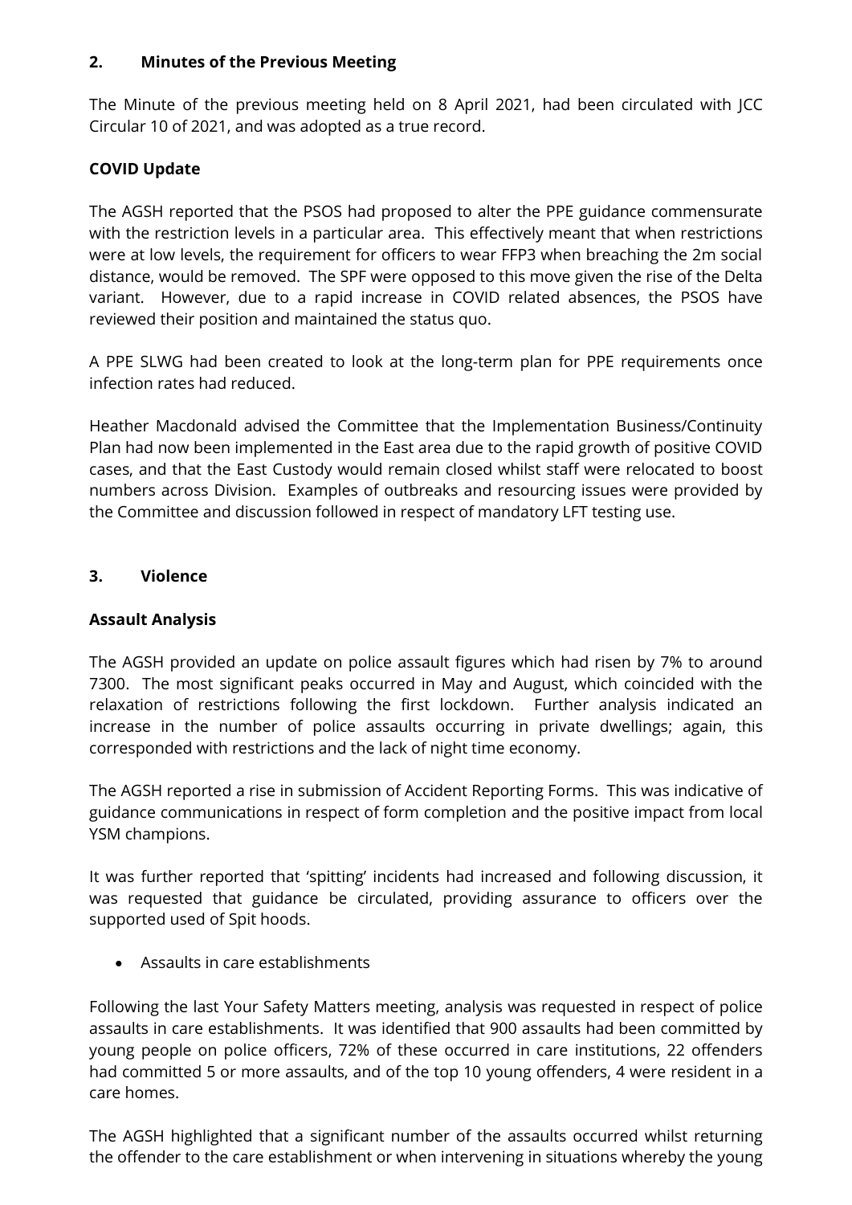## 2. Minutes of the Previous Meeting

The Minute of the previous meeting held on 8 April 2021, had been circulated with JCC Circular 10 of 2021, and was adopted as a true record.

### COVID Update

The AGSH reported that the PSOS had proposed to alter the PPE guidance commensurate with the restriction levels in a particular area. This effectively meant that when restrictions were at low levels, the requirement for officers to wear FFP3 when breaching the 2m social distance, would be removed. The SPF were opposed to this move given the rise of the Delta variant. However, due to a rapid increase in COVID related absences, the PSOS have reviewed their position and maintained the status quo.

A PPE SLWG had been created to look at the long-term plan for PPE requirements once infection rates had reduced.

Heather Macdonald advised the Committee that the Implementation Business/Continuity Plan had now been implemented in the East area due to the rapid growth of positive COVID cases, and that the East Custody would remain closed whilst staff were relocated to boost numbers across Division. Examples of outbreaks and resourcing issues were provided by the Committee and discussion followed in respect of mandatory LFT testing use.

## 3. Violence

### Assault Analysis

The AGSH provided an update on police assault figures which had risen by 7% to around 7300. The most significant peaks occurred in May and August, which coincided with the relaxation of restrictions following the first lockdown. Further analysis indicated an increase in the number of police assaults occurring in private dwellings; again, this corresponded with restrictions and the lack of night time economy.

The AGSH reported a rise in submission of Accident Reporting Forms. This was indicative of guidance communications in respect of form completion and the positive impact from local YSM champions.

It was further reported that 'spitting' incidents had increased and following discussion, it was requested that guidance be circulated, providing assurance to officers over the supported used of Spit hoods.

- Assaults in care establishments

Following the last Your Safety Matters meeting, analysis was requested in respect of police assaults in care establishments. It was identified that 900 assaults had been committed by young people on police officers, 72% of these occurred in care institutions, 22 offenders had committed 5 or more assaults, and of the top 10 young offenders, 4 were resident in a care homes.

The AGSH highlighted that a significant number of the assaults occurred whilst returning the offender to the care establishment or when intervening in situations whereby the young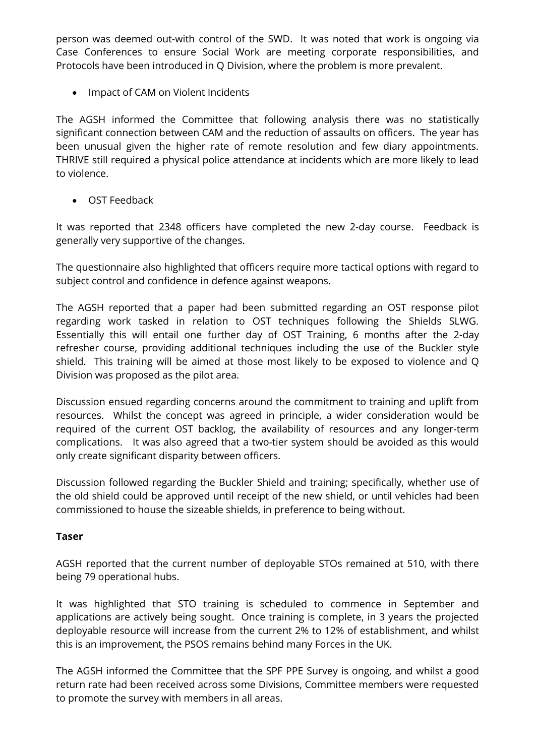person was deemed out-with control of the SWD. It was noted that work is ongoing via Case Conferences to ensure Social Work are meeting corporate responsibilities, and Protocols have been introduced in Q Division, where the problem is more prevalent.

- Impact of CAM on Violent Incidents

The AGSH informed the Committee that following analysis there was no statistically significant connection between CAM and the reduction of assaults on officers. The year has been unusual given the higher rate of remote resolution and few diary appointments. THRIVE still required a physical police attendance at incidents which are more likely to lead to violence.

- OST Feedback

It was reported that 2348 officers have completed the new 2-day course. Feedback is generally very supportive of the changes.

The questionnaire also highlighted that officers require more tactical options with regard to subject control and confidence in defence against weapons.

The AGSH reported that a paper had been submitted regarding an OST response pilot regarding work tasked in relation to OST techniques following the Shields SLWG. Essentially this will entail one further day of OST Training, 6 months after the 2-day refresher course, providing additional techniques including the use of the Buckler style shield. This training will be aimed at those most likely to be exposed to violence and Q Division was proposed as the pilot area.

Discussion ensued regarding concerns around the commitment to training and uplift from resources. Whilst the concept was agreed in principle, a wider consideration would be required of the current OST backlog, the availability of resources and any longer-term complications. It was also agreed that a two-tier system should be avoided as this would only create significant disparity between officers.

Discussion followed regarding the Buckler Shield and training; specifically, whether use of the old shield could be approved until receipt of the new shield, or until vehicles had been commissioned to house the sizeable shields, in preference to being without.

**Taser**

AGSH reported that the current number of deployable STOs remained at 510, with there being 79 operational hubs.

It was highlighted that STO training is scheduled to commence in September and applications are actively being sought. Once training is complete, in 3 years the projected deployable resource will increase from the current 2% to 12% of establishment, and whilst this is an improvement, the PSOS remains behind many Forces in the UK.

The AGSH informed the Committee that the SPF PPE Survey is ongoing, and whilst a good return rate had been received across some Divisions, Committee members were requested to promote the survey with members in all areas.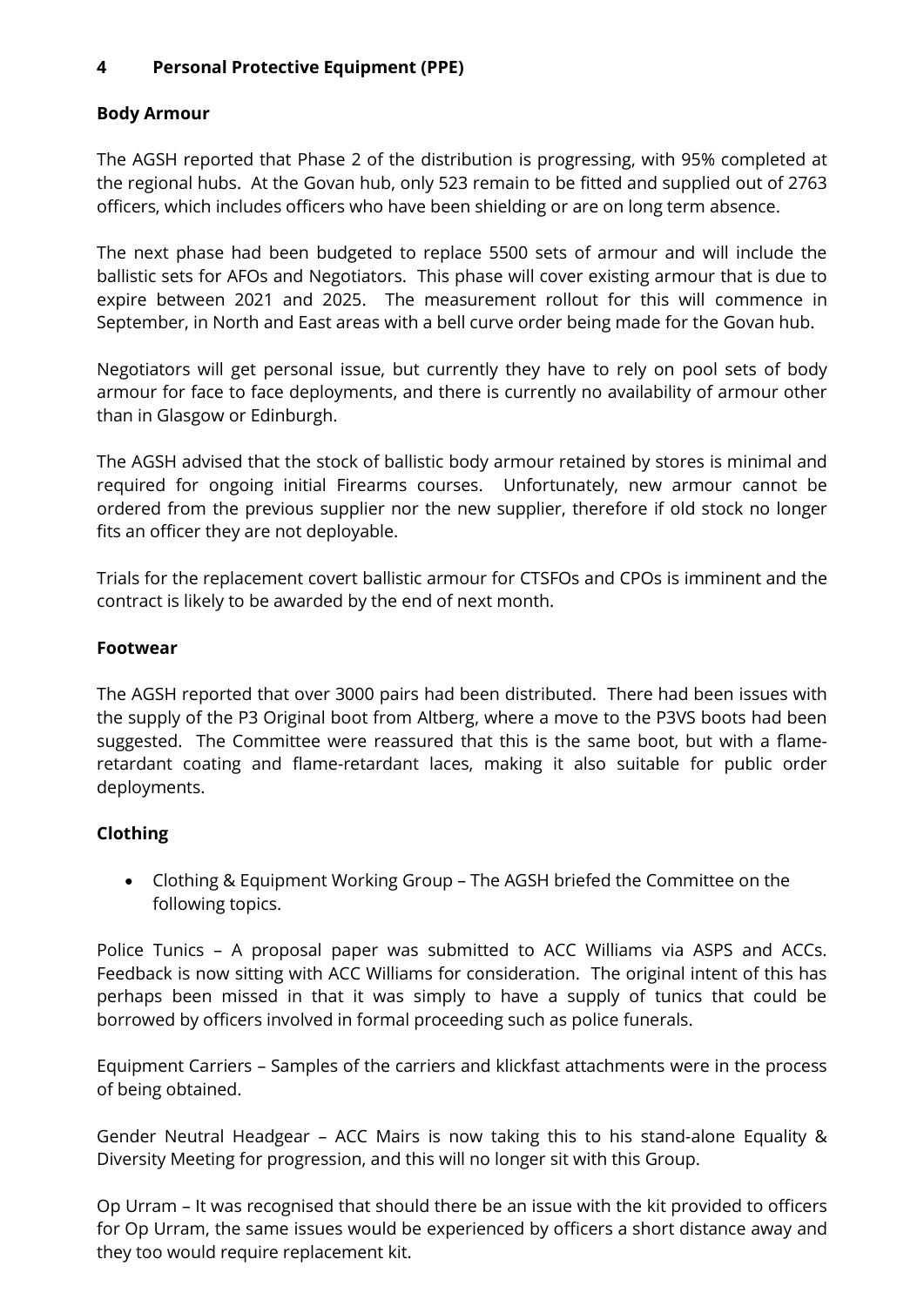## 4 Personal Protective Equipment (PPE)

### Body Armour

The AGSH reported that Phase 2 of the distribution is progressing, with 95% completed at the regional hubs. At the Govan hub, only 523 remain to be fitted and supplied out of 2763 officers, which includes officers who have been shielding or are on long term absence.

The next phase had been budgeted to replace 5500 sets of armour and will include the ballistic sets for AFOs and Negotiators. This phase will cover existing armour that is due to expire between 2021 and 2025. The measurement rollout for this will commence in September, in North and East areas with a bell curve order being made for the Govan hub.

Negotiators will get personal issue, but currently they have to rely on pool sets of body armour for face to face deployments, and there is currently no availability of armour other than in Glasgow or Edinburgh.

The AGSH advised that the stock of ballistic body armour retained by stores is minimal and required for ongoing initial Firearms courses. Unfortunately, new armour cannot be ordered from the previous supplier nor the new supplier, therefore if old stock no longer fits an officer they are not deployable.

Trials for the replacement covert ballistic armour for CTSFOs and CPOs is imminent and the contract is likely to be awarded by the end of next month.

### Footwear

The AGSH reported that over 3000 pairs had been distributed. There had been issues with the supply of the P3 Original boot from Altberg, where a move to the P3VS boots had been suggested. The Committee were reassured that this is the same boot, but with a flame-retardant coating and flame-retardant laces, making it also suitable for public order deployments.

### Clothing

- Clothing & Equipment Working Group – The AGSH briefed the Committee on the following topics.

Police Tunics – A proposal paper was submitted to ACC Williams via ASPS and ACCs. Feedback is now sitting with ACC Williams for consideration. The original intent of this has perhaps been missed in that it was simply to have a supply of tunics that could be borrowed by officers involved in formal proceeding such as police funerals.

Equipment Carriers – Samples of the carriers and klickfast attachments were in the process of being obtained.

Gender Neutral Headgear – ACC Mairs is now taking this to his stand-alone Equality & Diversity Meeting for progression, and this will no longer sit with this Group.

Op Urram – It was recognised that should there be an issue with the kit provided to officers for Op Urram, the same issues would be experienced by officers a short distance away and they too would require replacement kit.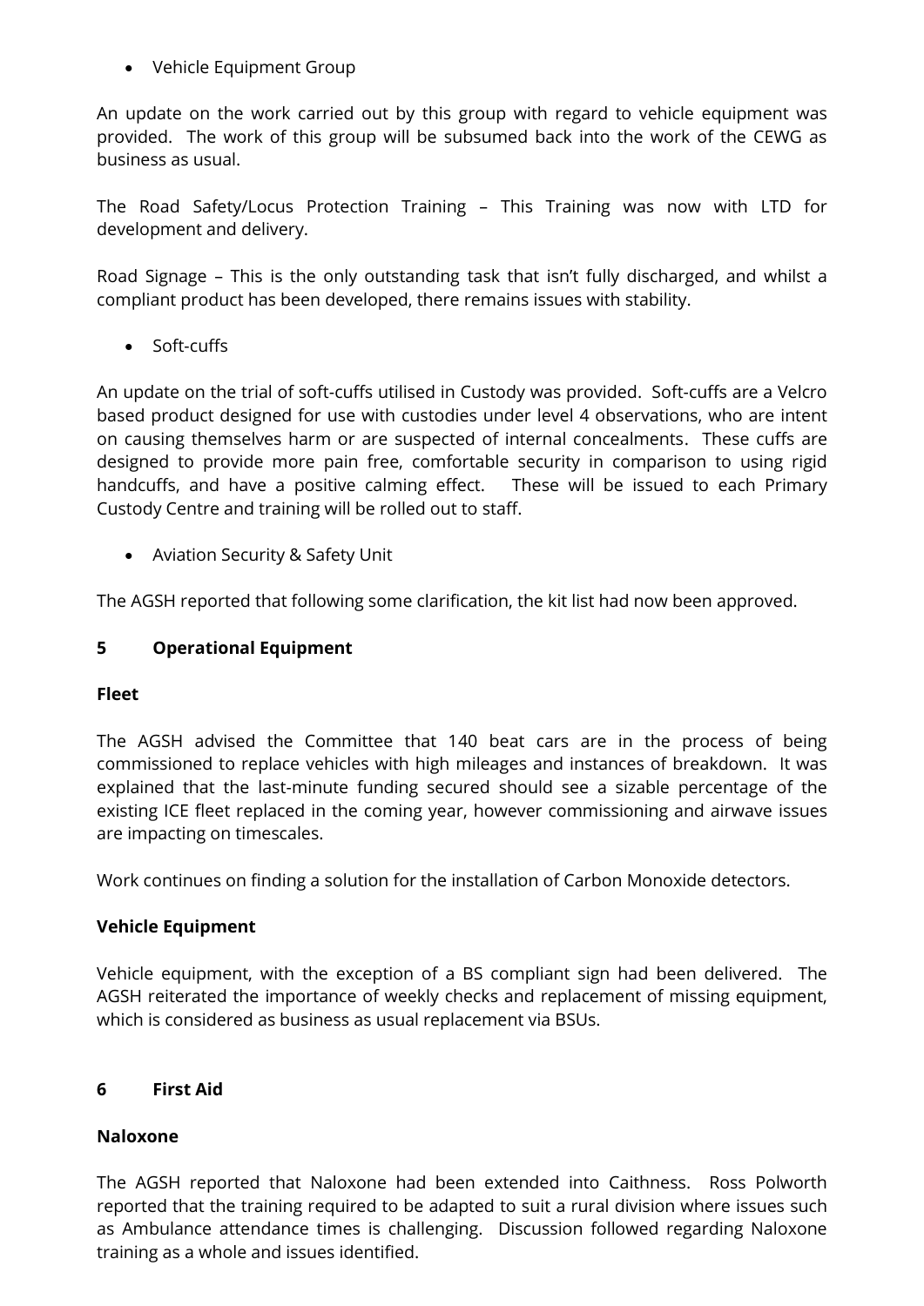- Vehicle Equipment Group

An update on the work carried out by this group with regard to vehicle equipment was provided. The work of this group will be subsumed back into the work of the CEWG as business as usual.

The Road Safety/Locus Protection Training – This Training was now with LTD for development and delivery.

Road Signage – This is the only outstanding task that isn't fully discharged, and whilst a compliant product has been developed, there remains issues with stability.

- Soft-cuffs

An update on the trial of soft-cuffs utilised in Custody was provided. Soft-cuffs are a Velcro based product designed for use with custodies under level 4 observations, who are intent on causing themselves harm or are suspected of internal concealments. These cuffs are designed to provide more pain free, comfortable security in comparison to using rigid handcuffs, and have a positive calming effect. These will be issued to each Primary Custody Centre and training will be rolled out to staff.

- Aviation Security & Safety Unit

The AGSH reported that following some clarification, the kit list had now been approved.

## 5 Operational Equipment

### Fleet

The AGSH advised the Committee that 140 beat cars are in the process of being commissioned to replace vehicles with high mileages and instances of breakdown. It was explained that the last-minute funding secured should see a sizable percentage of the existing ICE fleet replaced in the coming year, however commissioning and airwave issues are impacting on timescales.

Work continues on finding a solution for the installation of Carbon Monoxide detectors.

### Vehicle Equipment

Vehicle equipment, with the exception of a BS compliant sign had been delivered. The AGSH reiterated the importance of weekly checks and replacement of missing equipment, which is considered as business as usual replacement via BSUs.

## 6 First Aid

### Naloxone

The AGSH reported that Naloxone had been extended into Caithness. Ross Polworth reported that the training required to be adapted to suit a rural division where issues such as Ambulance attendance times is challenging. Discussion followed regarding Naloxone training as a whole and issues identified.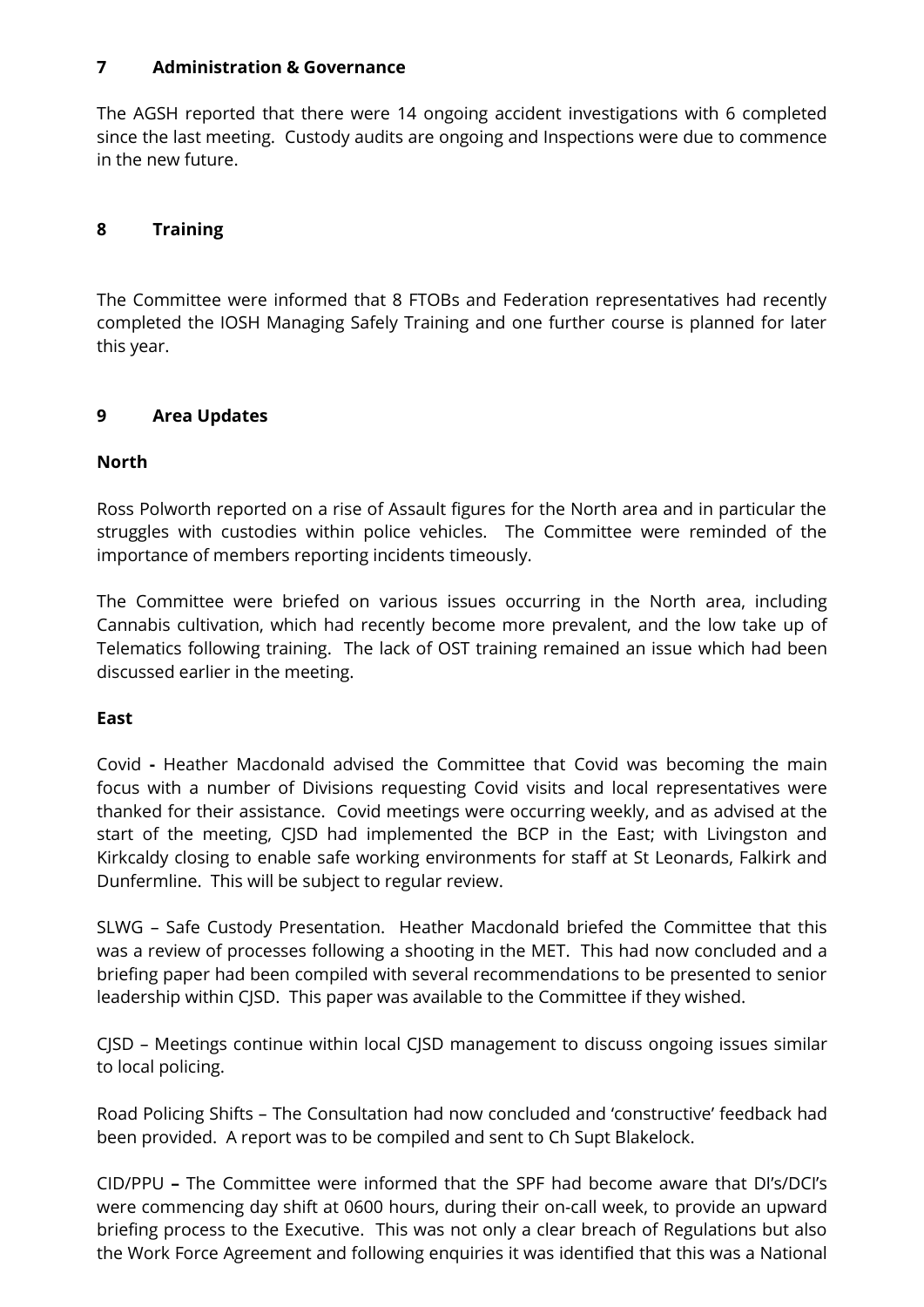## 7 Administration & Governance

The AGSH reported that there were 14 ongoing accident investigations with 6 completed since the last meeting. Custody audits are ongoing and Inspections were due to commence in the new future.

## 8 Training

The Committee were informed that 8 FTOBs and Federation representatives had recently completed the IOSH Managing Safely Training and one further course is planned for later this year.

## 9 Area Updates

### North

Ross Polworth reported on a rise of Assault figures for the North area and in particular the struggles with custodies within police vehicles. The Committee were reminded of the importance of members reporting incidents timeously.

The Committee were briefed on various issues occurring in the North area, including Cannabis cultivation, which had recently become more prevalent, and the low take up of Telematics following training. The lack of OST training remained an issue which had been discussed earlier in the meeting.

### East

Covid **-** Heather Macdonald advised the Committee that Covid was becoming the main focus with a number of Divisions requesting Covid visits and local representatives were thanked for their assistance. Covid meetings were occurring weekly, and as advised at the start of the meeting, CJSD had implemented the BCP in the East; with Livingston and Kirkcaldy closing to enable safe working environments for staff at St Leonards, Falkirk and Dunfermline. This will be subject to regular review.

SLWG – Safe Custody Presentation. Heather Macdonald briefed the Committee that this was a review of processes following a shooting in the MET. This had now concluded and a briefing paper had been compiled with several recommendations to be presented to senior leadership within CJSD. This paper was available to the Committee if they wished.

CJSD – Meetings continue within local CJSD management to discuss ongoing issues similar to local policing.

Road Policing Shifts – The Consultation had now concluded and 'constructive' feedback had been provided. A report was to be compiled and sent to Ch Supt Blakelock.

CID/PPU **–** The Committee were informed that the SPF had become aware that DI's/DCI's were commencing day shift at 0600 hours, during their on-call week, to provide an upward briefing process to the Executive. This was not only a clear breach of Regulations but also the Work Force Agreement and following enquiries it was identified that this was a National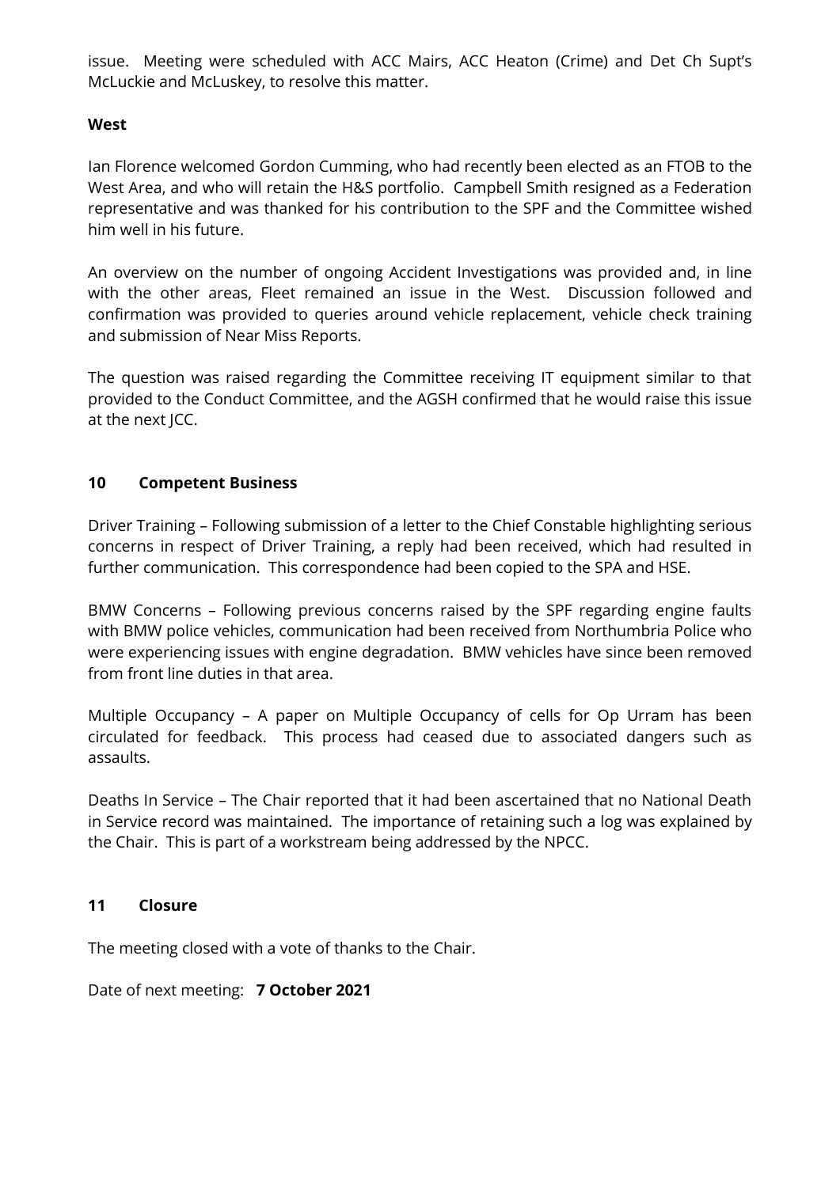issue. Meeting were scheduled with ACC Mairs, ACC Heaton (Crime) and Det Ch Supt's McLuckie and McLuskey, to resolve this matter.

**West**

Ian Florence welcomed Gordon Cumming, who had recently been elected as an FTOB to the West Area, and who will retain the H&S portfolio. Campbell Smith resigned as a Federation representative and was thanked for his contribution to the SPF and the Committee wished him well in his future.

An overview on the number of ongoing Accident Investigations was provided and, in line with the other areas, Fleet remained an issue in the West. Discussion followed and confirmation was provided to queries around vehicle replacement, vehicle check training and submission of Near Miss Reports.

The question was raised regarding the Committee receiving IT equipment similar to that provided to the Conduct Committee, and the AGSH confirmed that he would raise this issue at the next JCC.

## 10 Competent Business

Driver Training – Following submission of a letter to the Chief Constable highlighting serious concerns in respect of Driver Training, a reply had been received, which had resulted in further communication. This correspondence had been copied to the SPA and HSE.

BMW Concerns – Following previous concerns raised by the SPF regarding engine faults with BMW police vehicles, communication had been received from Northumbria Police who were experiencing issues with engine degradation. BMW vehicles have since been removed from front line duties in that area.

Multiple Occupancy – A paper on Multiple Occupancy of cells for Op Urram has been circulated for feedback. This process had ceased due to associated dangers such as assaults.

Deaths In Service – The Chair reported that it had been ascertained that no National Death in Service record was maintained. The importance of retaining such a log was explained by the Chair. This is part of a workstream being addressed by the NPCC.

## 11 Closure

The meeting closed with a vote of thanks to the Chair.

Date of next meeting: **7 October 2021**